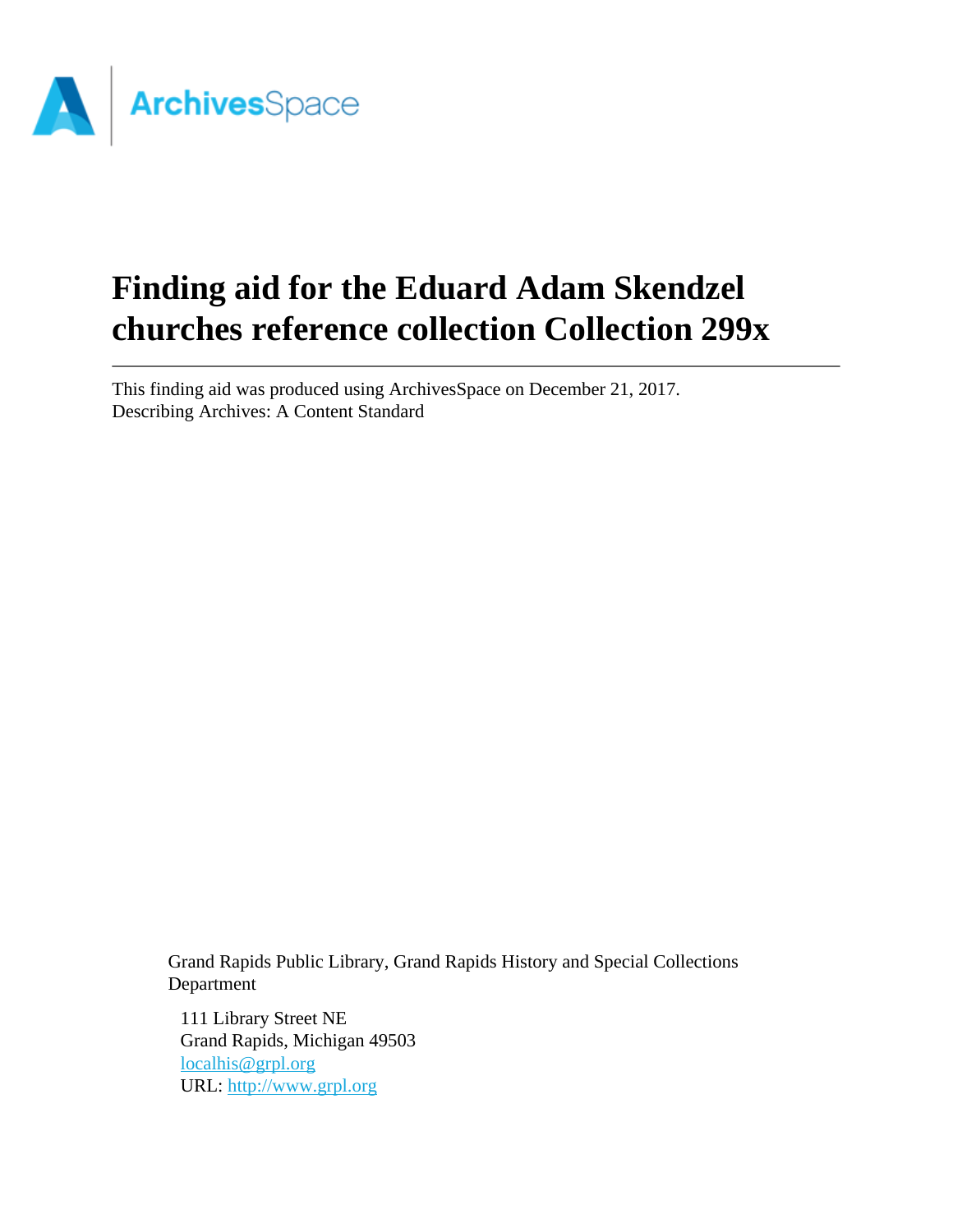# Finding aid for the Eduard Adam Skendzel churches reference collection Collection 299x

This finding aid was produced using ArchivesSpace on December 21, 2017.
Describing Archives: A Content Standard

Grand Rapids Public Library, Grand Rapids History and Special Collections Department

111 Library Street NE
Grand Rapids, Michigan 49503
localhis@grpl.org
URL: http://www.grpl.org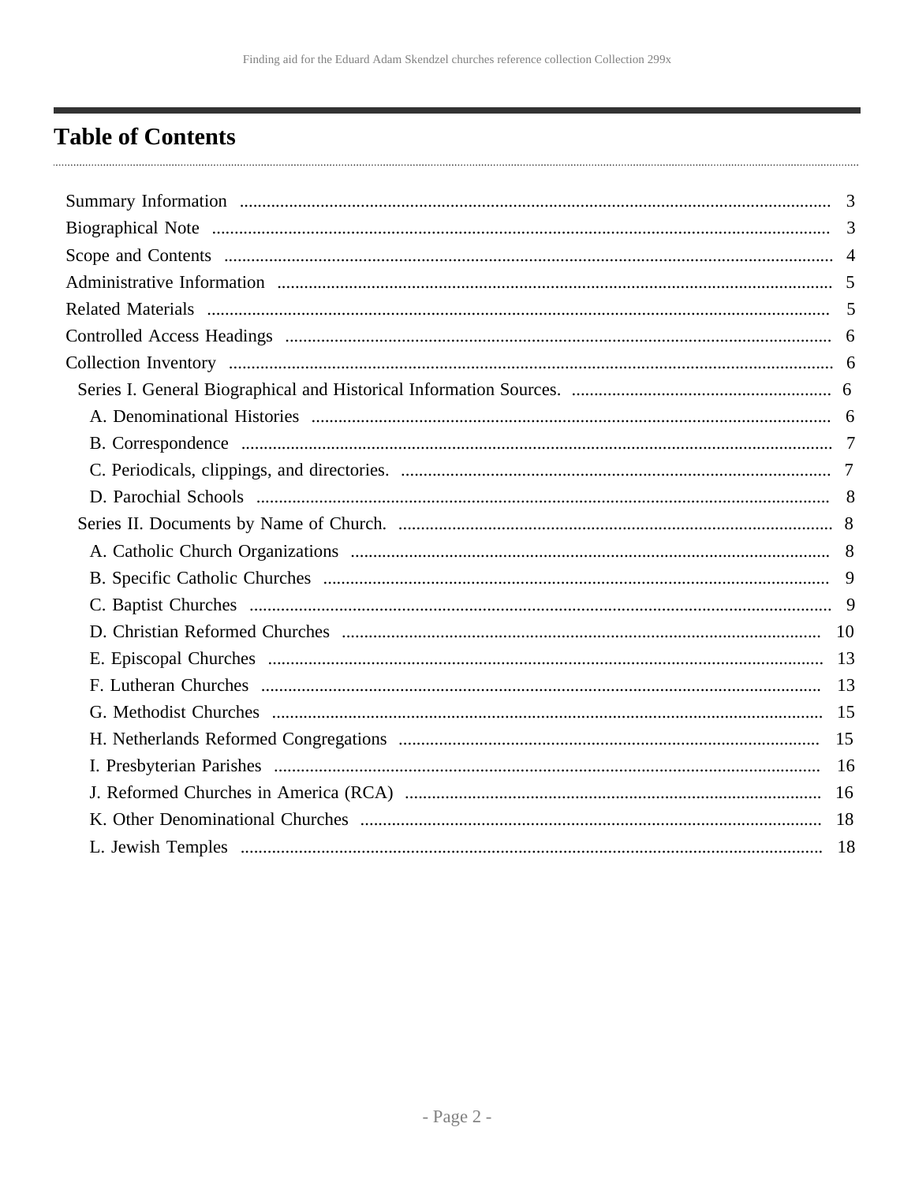# Table of Contents

- Summary Information ... 3
- Biographical Note ... 3
- Scope and Contents ... 4
- Administrative Information ... 5
- Related Materials ... 5
- Controlled Access Headings ... 6
- Collection Inventory ... 6
  - Series I. General Biographical and Historical Information Sources. ... 6
    - A. Denominational Histories ... 6
    - B. Correspondence ... 7
    - C. Periodicals, clippings, and directories. ... 7
    - D. Parochial Schools ... 8
  - Series II. Documents by Name of Church. ... 8
    - A. Catholic Church Organizations ... 8
    - B. Specific Catholic Churches ... 9
    - C. Baptist Churches ... 9
    - D. Christian Reformed Churches ... 10
    - E. Episcopal Churches ... 13
    - F. Lutheran Churches ... 13
    - G. Methodist Churches ... 15
    - H. Netherlands Reformed Congregations ... 15
    - I. Presbyterian Parishes ... 16
    - J. Reformed Churches in America (RCA) ... 16
    - K. Other Denominational Churches ... 18
    - L. Jewish Temples ... 18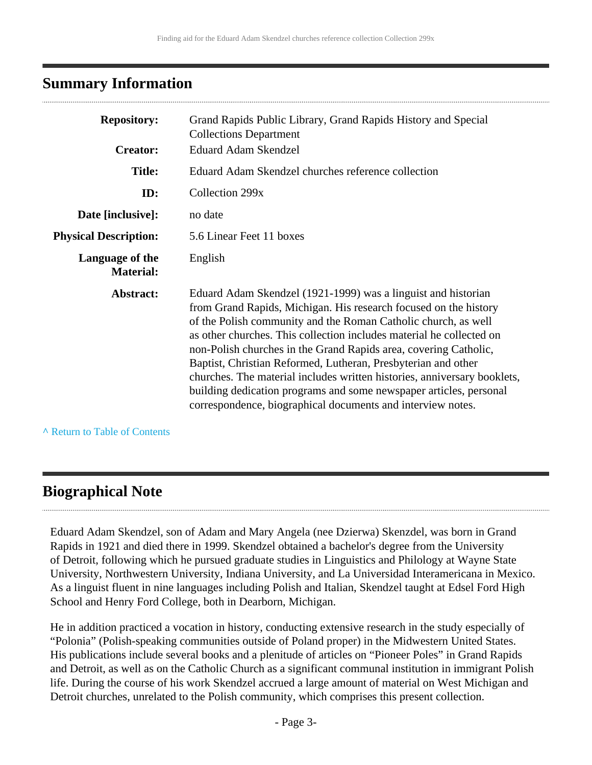## Summary Information

| | |
|---|---|
| **Repository:** | Grand Rapids Public Library, Grand Rapids History and Special Collections Department |
| **Creator:** | Eduard Adam Skendzel |
| **Title:** | Eduard Adam Skendzel churches reference collection |
| **ID:** | Collection 299x |
| **Date [inclusive]:** | no date |
| **Physical Description:** | 5.6 Linear Feet 11 boxes |
| **Language of the Material:** | English |
| **Abstract:** | Eduard Adam Skendzel (1921-1999) was a linguist and historian from Grand Rapids, Michigan. His research focused on the history of the Polish community and the Roman Catholic church, as well as other churches. This collection includes material he collected on non-Polish churches in the Grand Rapids area, covering Catholic, Baptist, Christian Reformed, Lutheran, Presbyterian and other churches. The material includes written histories, anniversary booklets, building dedication programs and some newspaper articles, personal correspondence, biographical documents and interview notes. |

^ Return to Table of Contents

## Biographical Note

Eduard Adam Skendzel, son of Adam and Mary Angela (nee Dzierwa) Skenzdel, was born in Grand Rapids in 1921 and died there in 1999. Skendzel obtained a bachelor's degree from the University of Detroit, following which he pursued graduate studies in Linguistics and Philology at Wayne State University, Northwestern University, Indiana University, and La Universidad Interamericana in Mexico. As a linguist fluent in nine languages including Polish and Italian, Skendzel taught at Edsel Ford High School and Henry Ford College, both in Dearborn, Michigan.

He in addition practiced a vocation in history, conducting extensive research in the study especially of "Polonia" (Polish-speaking communities outside of Poland proper) in the Midwestern United States. His publications include several books and a plenitude of articles on "Pioneer Poles" in Grand Rapids and Detroit, as well as on the Catholic Church as a significant communal institution in immigrant Polish life. During the course of his work Skendzel accrued a large amount of material on West Michigan and Detroit churches, unrelated to the Polish community, which comprises this present collection.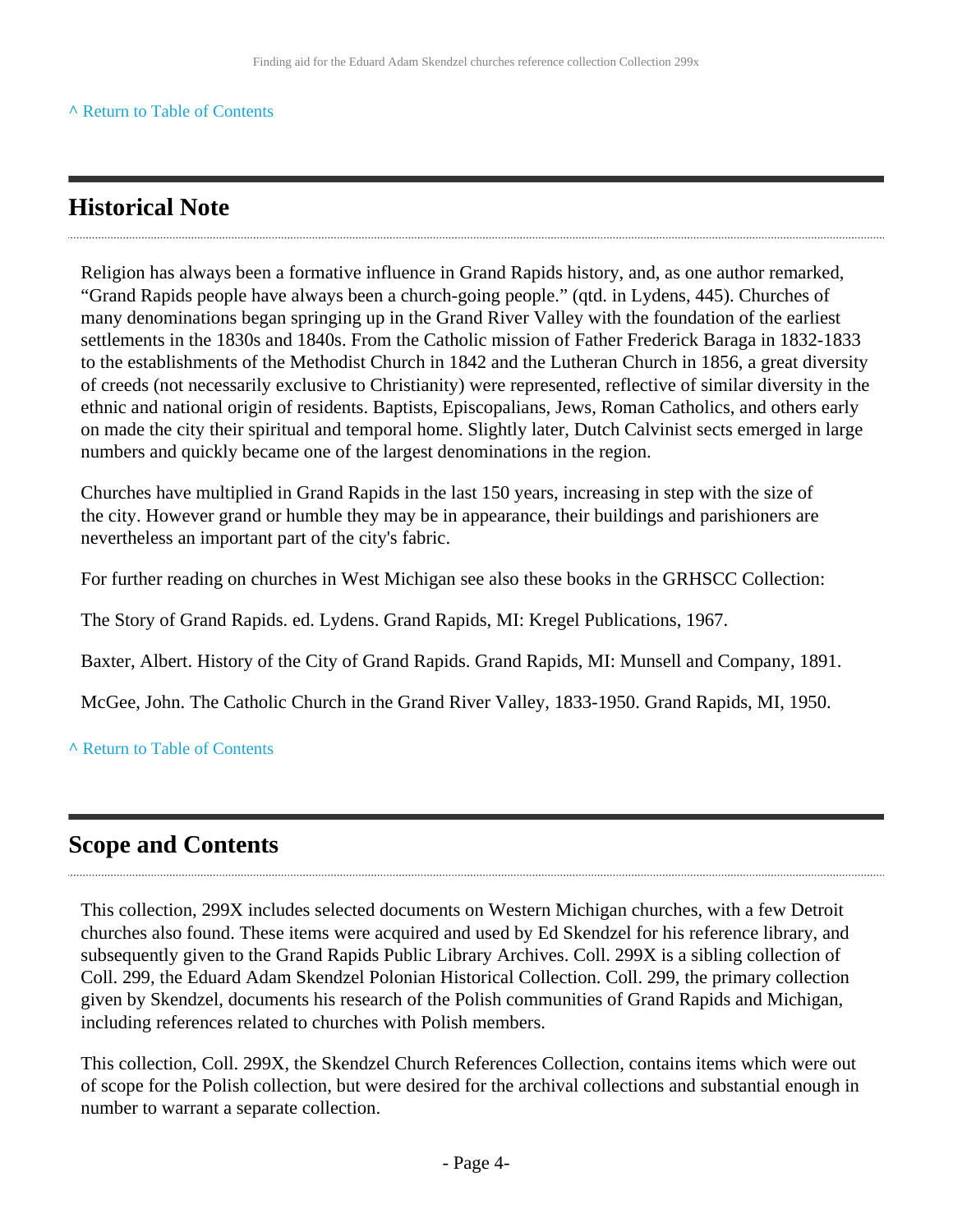^ Return to Table of Contents

## Historical Note

Religion has always been a formative influence in Grand Rapids history, and, as one author remarked, “Grand Rapids people have always been a church-going people.” (qtd. in Lydens, 445). Churches of many denominations began springing up in the Grand River Valley with the foundation of the earliest settlements in the 1830s and 1840s. From the Catholic mission of Father Frederick Baraga in 1832-1833 to the establishments of the Methodist Church in 1842 and the Lutheran Church in 1856, a great diversity of creeds (not necessarily exclusive to Christianity) were represented, reflective of similar diversity in the ethnic and national origin of residents. Baptists, Episcopalians, Jews, Roman Catholics, and others early on made the city their spiritual and temporal home. Slightly later, Dutch Calvinist sects emerged in large numbers and quickly became one of the largest denominations in the region.

Churches have multiplied in Grand Rapids in the last 150 years, increasing in step with the size of the city. However grand or humble they may be in appearance, their buildings and parishioners are nevertheless an important part of the city's fabric.

For further reading on churches in West Michigan see also these books in the GRHSCC Collection:

The Story of Grand Rapids. ed. Lydens. Grand Rapids, MI: Kregel Publications, 1967.

Baxter, Albert. History of the City of Grand Rapids. Grand Rapids, MI: Munsell and Company, 1891.

McGee, John. The Catholic Church in the Grand River Valley, 1833-1950. Grand Rapids, MI, 1950.

^ Return to Table of Contents

## Scope and Contents

This collection, 299X includes selected documents on Western Michigan churches, with a few Detroit churches also found. These items were acquired and used by Ed Skendzel for his reference library, and subsequently given to the Grand Rapids Public Library Archives. Coll. 299X is a sibling collection of Coll. 299, the Eduard Adam Skendzel Polonian Historical Collection. Coll. 299, the primary collection given by Skendzel, documents his research of the Polish communities of Grand Rapids and Michigan, including references related to churches with Polish members.

This collection, Coll. 299X, the Skendzel Church References Collection, contains items which were out of scope for the Polish collection, but were desired for the archival collections and substantial enough in number to warrant a separate collection.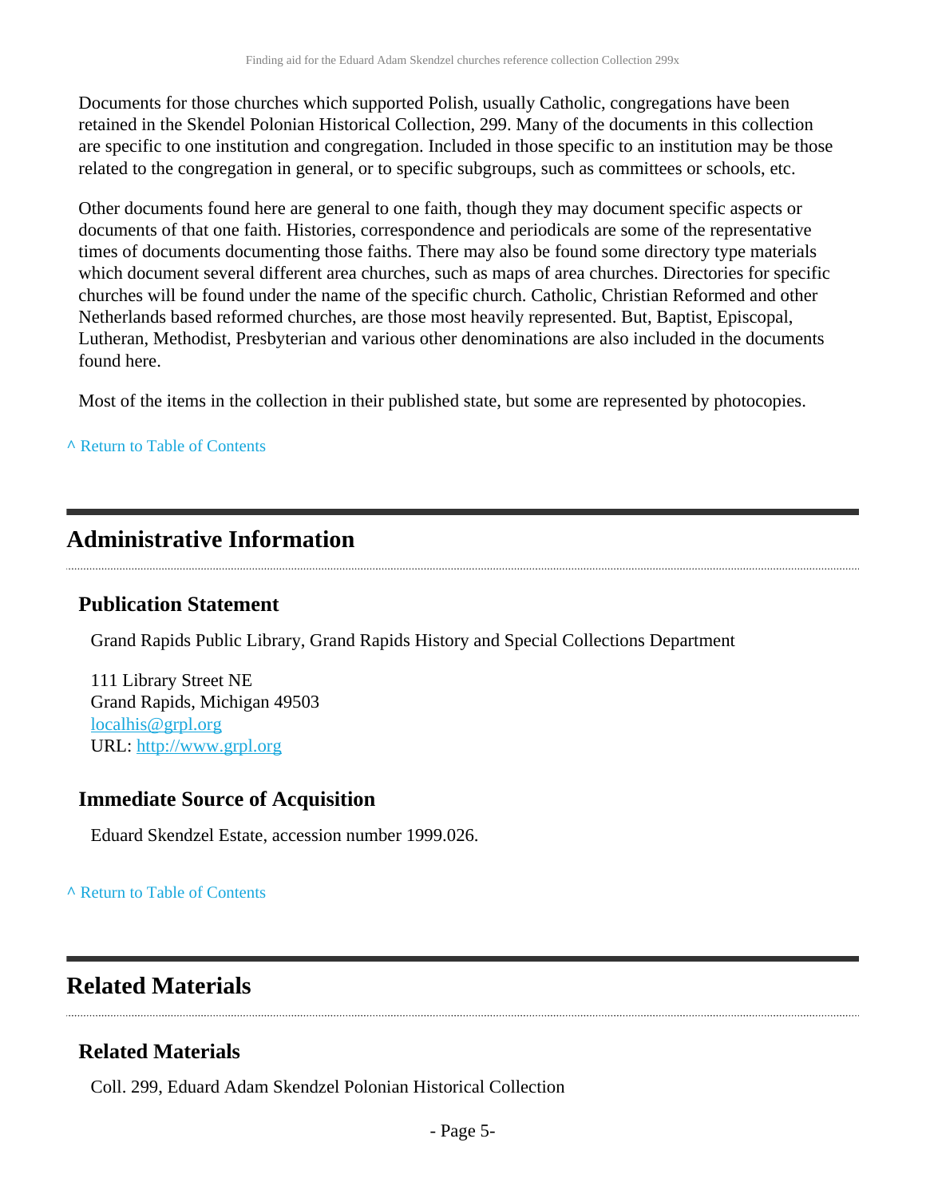Documents for those churches which supported Polish, usually Catholic, congregations have been retained in the Skendel Polonian Historical Collection, 299. Many of the documents in this collection are specific to one institution and congregation. Included in those specific to an institution may be those related to the congregation in general, or to specific subgroups, such as committees or schools, etc.

Other documents found here are general to one faith, though they may document specific aspects or documents of that one faith. Histories, correspondence and periodicals are some of the representative times of documents documenting those faiths. There may also be found some directory type materials which document several different area churches, such as maps of area churches. Directories for specific churches will be found under the name of the specific church. Catholic, Christian Reformed and other Netherlands based reformed churches, are those most heavily represented. But, Baptist, Episcopal, Lutheran, Methodist, Presbyterian and various other denominations are also included in the documents found here.

Most of the items in the collection in their published state, but some are represented by photocopies.

^ Return to Table of Contents

## Administrative Information

### Publication Statement

Grand Rapids Public Library, Grand Rapids History and Special Collections Department

111 Library Street NE
Grand Rapids, Michigan 49503
localhis@grpl.org
URL: http://www.grpl.org

### Immediate Source of Acquisition

Eduard Skendzel Estate, accession number 1999.026.

^ Return to Table of Contents

## Related Materials

### Related Materials

Coll. 299, Eduard Adam Skendzel Polonian Historical Collection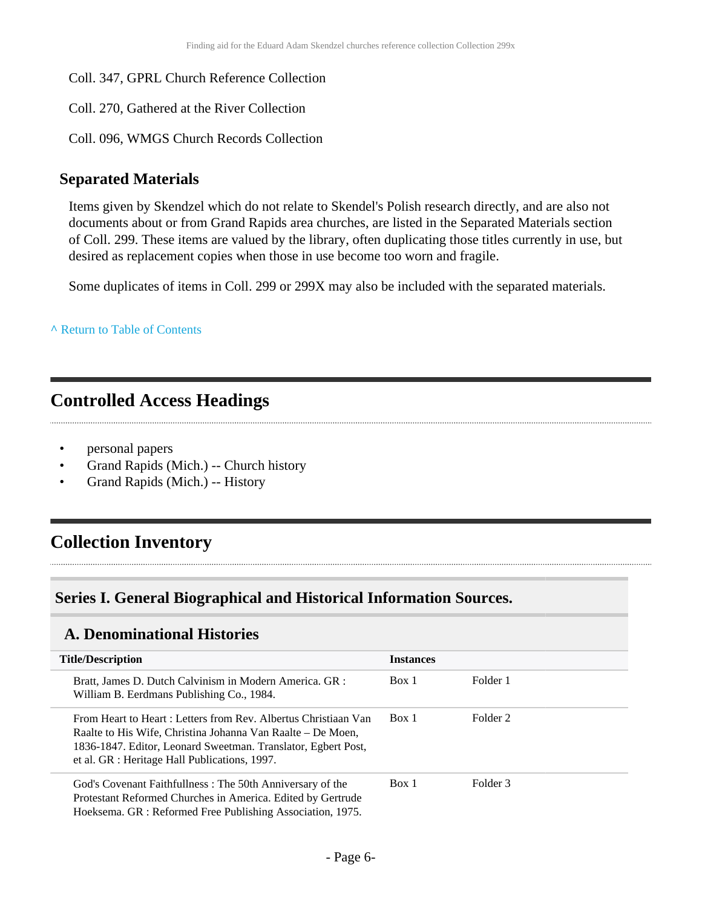Coll. 347, GPRL Church Reference Collection

Coll. 270, Gathered at the River Collection

Coll. 096, WMGS Church Records Collection

### Separated Materials

Items given by Skendzel which do not relate to Skendel's Polish research directly, and are also not documents about or from Grand Rapids area churches, are listed in the Separated Materials section of Coll. 299. These items are valued by the library, often duplicating those titles currently in use, but desired as replacement copies when those in use become too worn and fragile.

Some duplicates of items in Coll. 299 or 299X may also be included with the separated materials.

^ Return to Table of Contents

## Controlled Access Headings

- personal papers
- Grand Rapids (Mich.) -- Church history
- Grand Rapids (Mich.) -- History

## Collection Inventory

### Series I. General Biographical and Historical Information Sources.

#### A. Denominational Histories

| Title/Description | Instances | |
|---|---|---|
| Bratt, James D. Dutch Calvinism in Modern America. GR : William B. Eerdmans Publishing Co., 1984. | Box 1 | Folder 1 |
| From Heart to Heart : Letters from Rev. Albertus Christiaan Van Raalte to His Wife, Christina Johanna Van Raalte – De Moen, 1836-1847. Editor, Leonard Sweetman. Translator, Egbert Post, et al. GR : Heritage Hall Publications, 1997. | Box 1 | Folder 2 |
| God's Covenant Faithfullness : The 50th Anniversary of the Protestant Reformed Churches in America. Edited by Gertrude Hoeksema. GR : Reformed Free Publishing Association, 1975. | Box 1 | Folder 3 |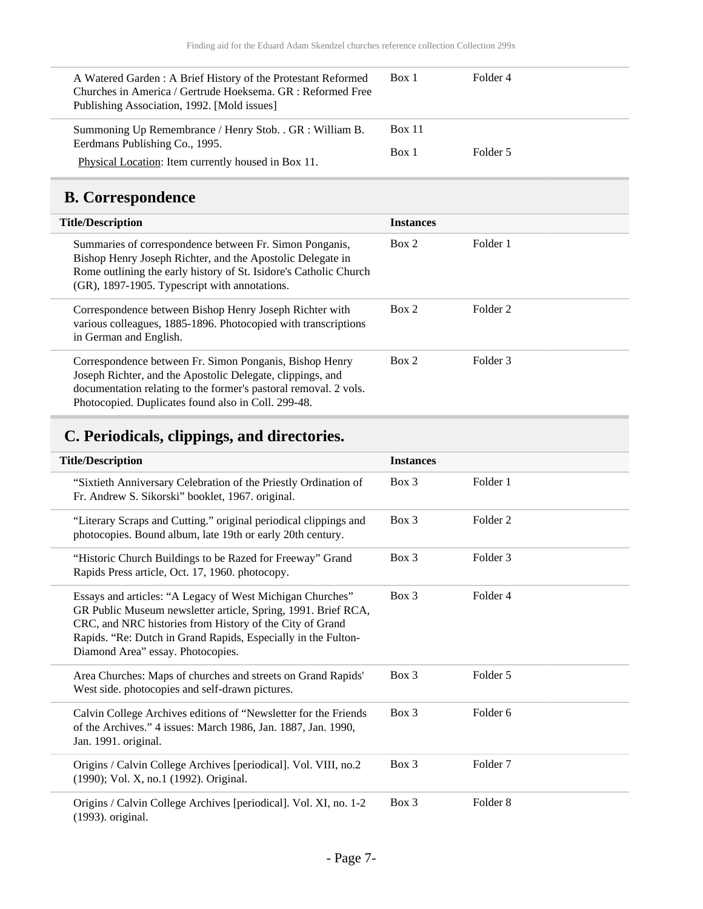| Title/Description | Instances | |
|---|---|---|
| A Watered Garden : A Brief History of the Protestant Reformed Churches in America / Gertrude Hoeksema. GR : Reformed Free Publishing Association, 1992. [Mold issues] | Box 1 | Folder 4 |
| Summoning Up Remembrance / Henry Stob. . GR : William B. Eerdmans Publishing Co., 1995. Physical Location: Item currently housed in Box 11. | Box 11<br>Box 1 | <br>Folder 5 |

## B. Correspondence

| Title/Description | Instances | |
|---|---|---|
| Summaries of correspondence between Fr. Simon Ponganis, Bishop Henry Joseph Richter, and the Apostolic Delegate in Rome outlining the early history of St. Isidore's Catholic Church (GR), 1897-1905. Typescript with annotations. | Box 2 | Folder 1 |
| Correspondence between Bishop Henry Joseph Richter with various colleagues, 1885-1896. Photocopied with transcriptions in German and English. | Box 2 | Folder 2 |
| Correspondence between Fr. Simon Ponganis, Bishop Henry Joseph Richter, and the Apostolic Delegate, clippings, and documentation relating to the former's pastoral removal. 2 vols. Photocopied. Duplicates found also in Coll. 299-48. | Box 2 | Folder 3 |

## C. Periodicals, clippings, and directories.

| Title/Description | Instances | |
|---|---|---|
| "Sixtieth Anniversary Celebration of the Priestly Ordination of Fr. Andrew S. Sikorski" booklet, 1967. original. | Box 3 | Folder 1 |
| "Literary Scraps and Cutting." original periodical clippings and photocopies. Bound album, late 19th or early 20th century. | Box 3 | Folder 2 |
| "Historic Church Buildings to be Razed for Freeway" Grand Rapids Press article, Oct. 17, 1960. photocopy. | Box 3 | Folder 3 |
| Essays and articles: "A Legacy of West Michigan Churches" GR Public Museum newsletter article, Spring, 1991. Brief RCA, CRC, and NRC histories from History of the City of Grand Rapids. "Re: Dutch in Grand Rapids, Especially in the Fulton-Diamond Area" essay. Photocopies. | Box 3 | Folder 4 |
| Area Churches: Maps of churches and streets on Grand Rapids' West side. photocopies and self-drawn pictures. | Box 3 | Folder 5 |
| Calvin College Archives editions of "Newsletter for the Friends of the Archives." 4 issues: March 1986, Jan. 1887, Jan. 1990, Jan. 1991. original. | Box 3 | Folder 6 |
| Origins / Calvin College Archives [periodical]. Vol. VIII, no.2 (1990); Vol. X, no.1 (1992). Original. | Box 3 | Folder 7 |
| Origins / Calvin College Archives [periodical]. Vol. XI, no. 1-2 (1993). original. | Box 3 | Folder 8 |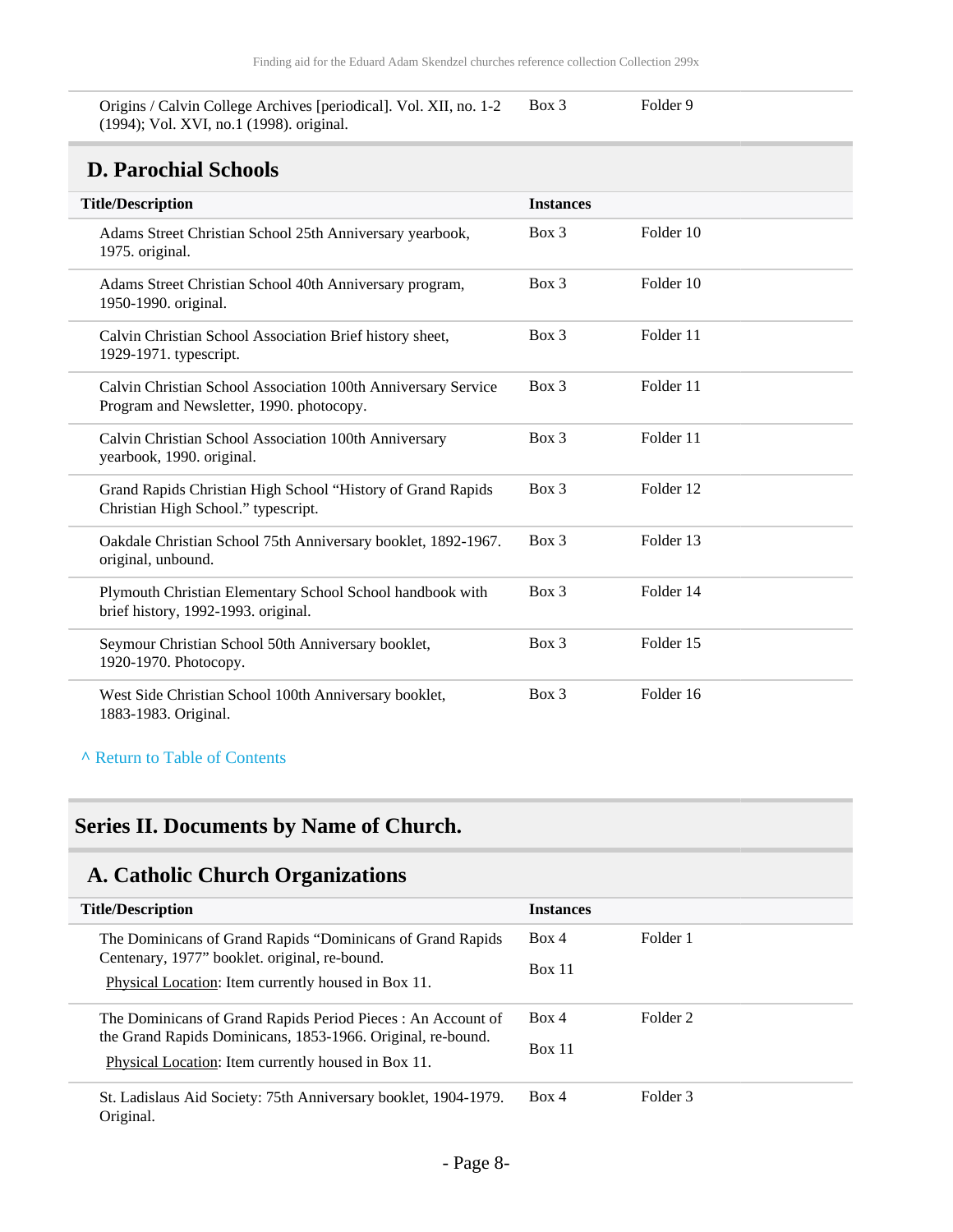| | | |
|---|---|---|
| Origins / Calvin College Archives [periodical]. Vol. XII, no. 1-2 (1994); Vol. XVI, no.1 (1998). original. | Box 3 | Folder 9 |

### D. Parochial Schools

| Title/Description | Instances | |
|---|---|---|
| Adams Street Christian School 25th Anniversary yearbook, 1975. original. | Box 3 | Folder 10 |
| Adams Street Christian School 40th Anniversary program, 1950-1990. original. | Box 3 | Folder 10 |
| Calvin Christian School Association Brief history sheet, 1929-1971. typescript. | Box 3 | Folder 11 |
| Calvin Christian School Association 100th Anniversary Service Program and Newsletter, 1990. photocopy. | Box 3 | Folder 11 |
| Calvin Christian School Association 100th Anniversary yearbook, 1990. original. | Box 3 | Folder 11 |
| Grand Rapids Christian High School "History of Grand Rapids Christian High School." typescript. | Box 3 | Folder 12 |
| Oakdale Christian School 75th Anniversary booklet, 1892-1967. original, unbound. | Box 3 | Folder 13 |
| Plymouth Christian Elementary School School handbook with brief history, 1992-1993. original. | Box 3 | Folder 14 |
| Seymour Christian School 50th Anniversary booklet, 1920-1970. Photocopy. | Box 3 | Folder 15 |
| West Side Christian School 100th Anniversary booklet, 1883-1983. Original. | Box 3 | Folder 16 |

^ Return to Table of Contents

## Series II. Documents by Name of Church.

### A. Catholic Church Organizations

| Title/Description | Instances | |
|---|---|---|
| The Dominicans of Grand Rapids "Dominicans of Grand Rapids Centenary, 1977" booklet. original, re-bound. Physical Location: Item currently housed in Box 11. | Box 4<br>Box 11 | Folder 1 |
| The Dominicans of Grand Rapids Period Pieces : An Account of the Grand Rapids Dominicans, 1853-1966. Original, re-bound. Physical Location: Item currently housed in Box 11. | Box 4<br>Box 11 | Folder 2 |
| St. Ladislaus Aid Society: 75th Anniversary booklet, 1904-1979. Original. | Box 4 | Folder 3 |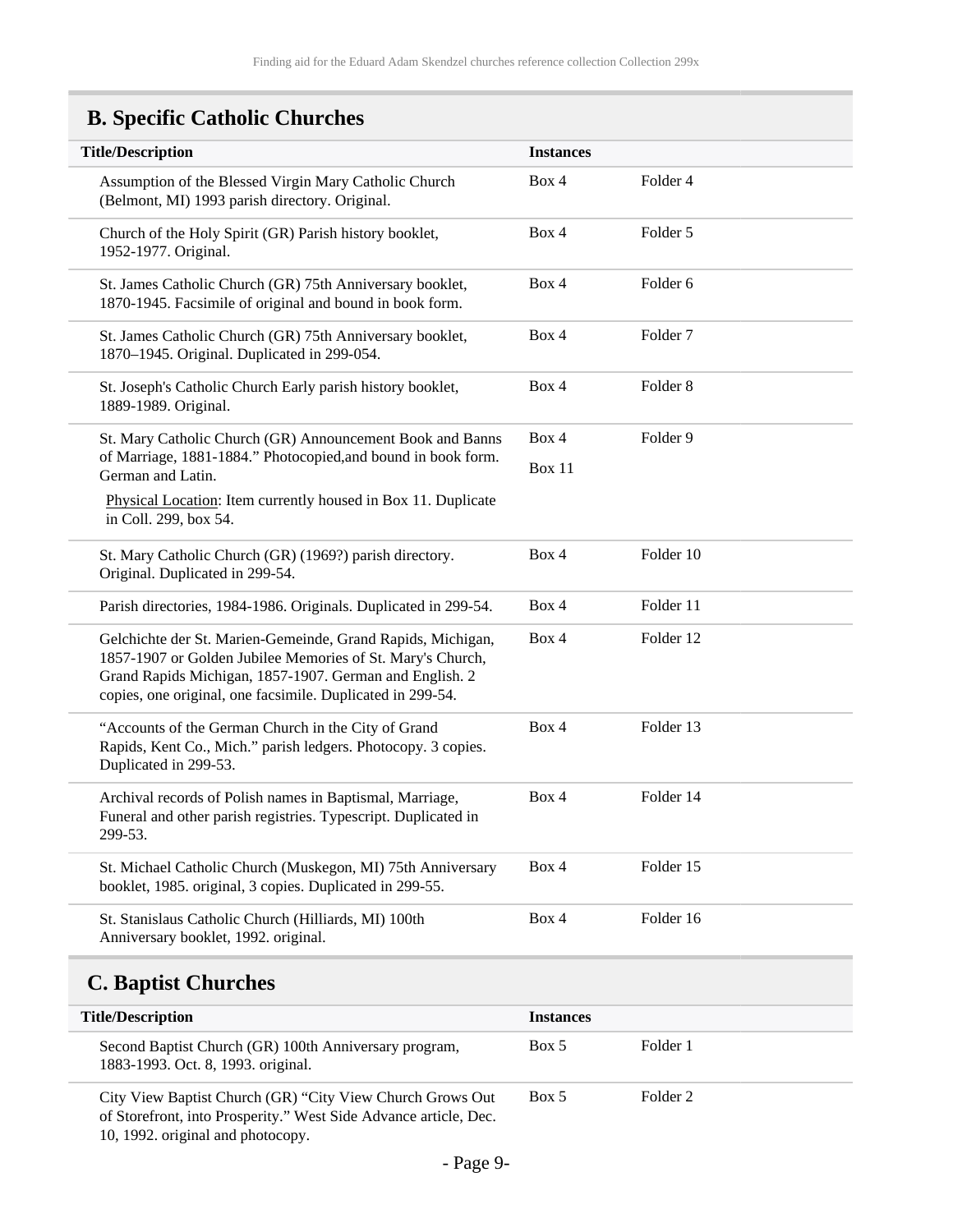## B. Specific Catholic Churches

| Title/Description | Instances | |
|---|---|---|
| Assumption of the Blessed Virgin Mary Catholic Church (Belmont, MI) 1993 parish directory. Original. | Box 4 | Folder 4 |
| Church of the Holy Spirit (GR) Parish history booklet, 1952-1977. Original. | Box 4 | Folder 5 |
| St. James Catholic Church (GR) 75th Anniversary booklet, 1870-1945. Facsimile of original and bound in book form. | Box 4 | Folder 6 |
| St. James Catholic Church (GR) 75th Anniversary booklet, 1870–1945. Original. Duplicated in 299-054. | Box 4 | Folder 7 |
| St. Joseph's Catholic Church Early parish history booklet, 1889-1989. Original. | Box 4 | Folder 8 |
| St. Mary Catholic Church (GR) Announcement Book and Banns of Marriage, 1881-1884." Photocopied,and bound in book form. German and Latin. Physical Location: Item currently housed in Box 11. Duplicate in Coll. 299, box 54. | Box 4 Box 11 | Folder 9 |
| St. Mary Catholic Church (GR) (1969?) parish directory. Original. Duplicated in 299-54. | Box 4 | Folder 10 |
| Parish directories, 1984-1986. Originals. Duplicated in 299-54. | Box 4 | Folder 11 |
| Gelchichte der St. Marien-Gemeinde, Grand Rapids, Michigan, 1857-1907 or Golden Jubilee Memories of St. Mary's Church, Grand Rapids Michigan, 1857-1907. German and English. 2 copies, one original, one facsimile. Duplicated in 299-54. | Box 4 | Folder 12 |
| "Accounts of the German Church in the City of Grand Rapids, Kent Co., Mich." parish ledgers. Photocopy. 3 copies. Duplicated in 299-53. | Box 4 | Folder 13 |
| Archival records of Polish names in Baptismal, Marriage, Funeral and other parish registries. Typescript. Duplicated in 299-53. | Box 4 | Folder 14 |
| St. Michael Catholic Church (Muskegon, MI) 75th Anniversary booklet, 1985. original, 3 copies. Duplicated in 299-55. | Box 4 | Folder 15 |
| St. Stanislaus Catholic Church (Hilliards, MI) 100th Anniversary booklet, 1992. original. | Box 4 | Folder 16 |

## C. Baptist Churches

| Title/Description | Instances | |
|---|---|---|
| Second Baptist Church (GR) 100th Anniversary program, 1883-1993. Oct. 8, 1993. original. | Box 5 | Folder 1 |
| City View Baptist Church (GR) "City View Church Grows Out of Storefront, into Prosperity." West Side Advance article, Dec. 10, 1992. original and photocopy. | Box 5 | Folder 2 |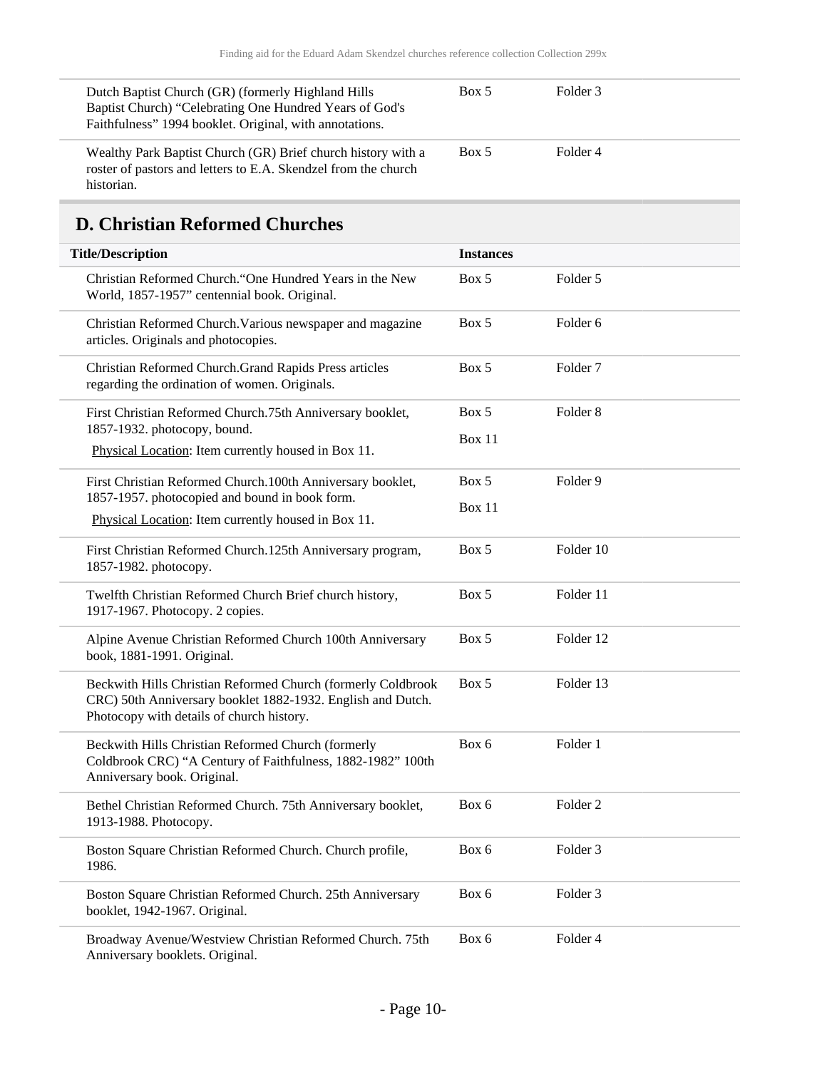| | | |
|---|---|---|
| Dutch Baptist Church (GR) (formerly Highland Hills Baptist Church) “Celebrating One Hundred Years of God's Faithfulness” 1994 booklet. Original, with annotations. | Box 5 | Folder 3 |
| Wealthy Park Baptist Church (GR) Brief church history with a roster of pastors and letters to E.A. Skendzel from the church historian. | Box 5 | Folder 4 |

## D. Christian Reformed Churches

| Title/Description | Instances | |
|---|---|---|
| Christian Reformed Church.“One Hundred Years in the New World, 1857-1957” centennial book. Original. | Box 5 | Folder 5 |
| Christian Reformed Church.Various newspaper and magazine articles. Originals and photocopies. | Box 5 | Folder 6 |
| Christian Reformed Church.Grand Rapids Press articles regarding the ordination of women. Originals. | Box 5 | Folder 7 |
| First Christian Reformed Church.75th Anniversary booklet, 1857-1932. photocopy, bound. Physical Location: Item currently housed in Box 11. | Box 5<br>Box 11 | Folder 8 |
| First Christian Reformed Church.100th Anniversary booklet, 1857-1957. photocopied and bound in book form. Physical Location: Item currently housed in Box 11. | Box 5<br>Box 11 | Folder 9 |
| First Christian Reformed Church.125th Anniversary program, 1857-1982. photocopy. | Box 5 | Folder 10 |
| Twelfth Christian Reformed Church Brief church history, 1917-1967. Photocopy. 2 copies. | Box 5 | Folder 11 |
| Alpine Avenue Christian Reformed Church 100th Anniversary book, 1881-1991. Original. | Box 5 | Folder 12 |
| Beckwith Hills Christian Reformed Church (formerly Coldbrook CRC) 50th Anniversary booklet 1882-1932. English and Dutch. Photocopy with details of church history. | Box 5 | Folder 13 |
| Beckwith Hills Christian Reformed Church (formerly Coldbrook CRC) “A Century of Faithfulness, 1882-1982” 100th Anniversary book. Original. | Box 6 | Folder 1 |
| Bethel Christian Reformed Church. 75th Anniversary booklet, 1913-1988. Photocopy. | Box 6 | Folder 2 |
| Boston Square Christian Reformed Church. Church profile, 1986. | Box 6 | Folder 3 |
| Boston Square Christian Reformed Church. 25th Anniversary booklet, 1942-1967. Original. | Box 6 | Folder 3 |
| Broadway Avenue/Westview Christian Reformed Church. 75th Anniversary booklets. Original. | Box 6 | Folder 4 |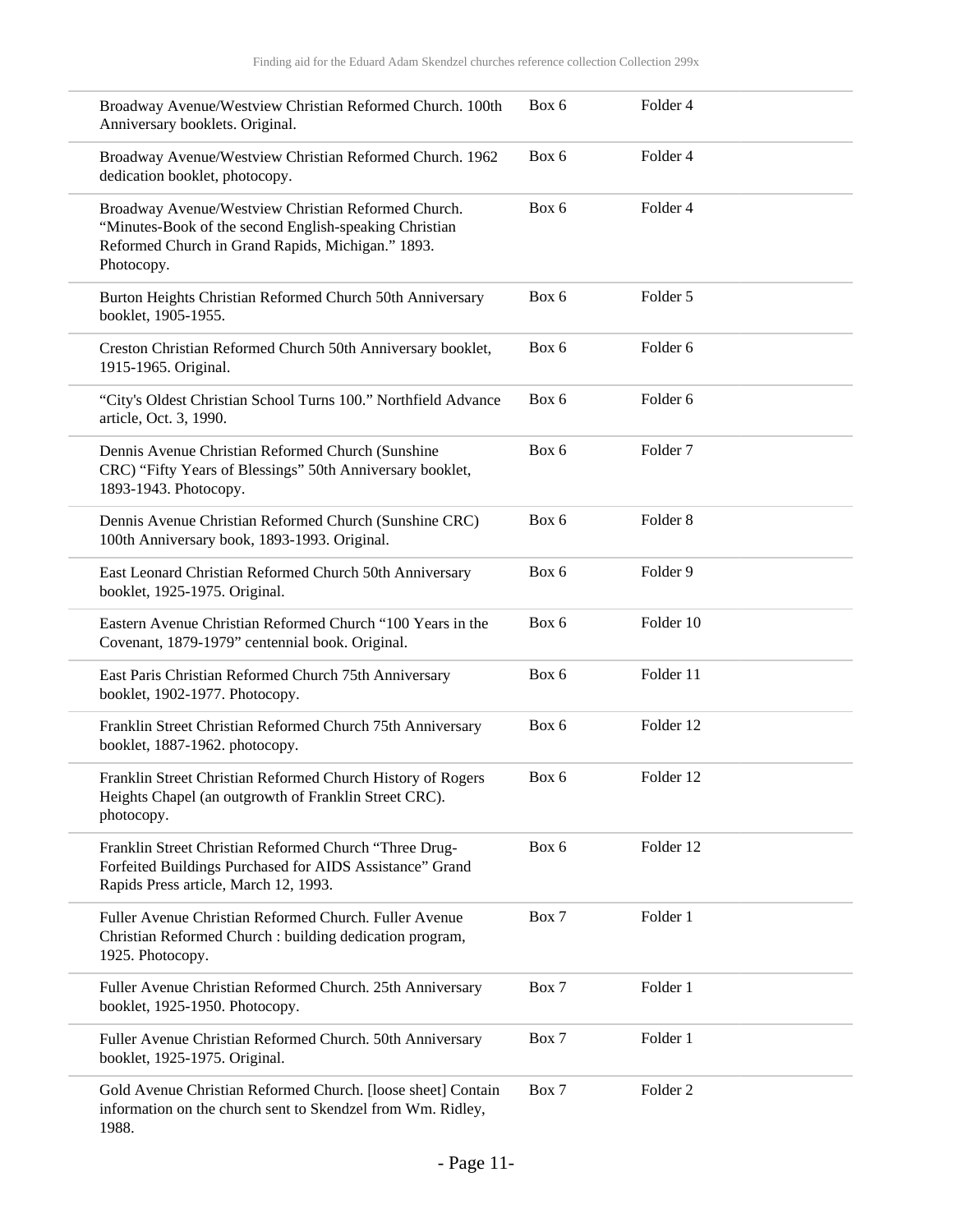| | | |
|---|---|---|
| Broadway Avenue/Westview Christian Reformed Church. 100th Anniversary booklets. Original. | Box 6 | Folder 4 |
| Broadway Avenue/Westview Christian Reformed Church. 1962 dedication booklet, photocopy. | Box 6 | Folder 4 |
| Broadway Avenue/Westview Christian Reformed Church. "Minutes-Book of the second English-speaking Christian Reformed Church in Grand Rapids, Michigan." 1893. Photocopy. | Box 6 | Folder 4 |
| Burton Heights Christian Reformed Church 50th Anniversary booklet, 1905-1955. | Box 6 | Folder 5 |
| Creston Christian Reformed Church 50th Anniversary booklet, 1915-1965. Original. | Box 6 | Folder 6 |
| "City's Oldest Christian School Turns 100." Northfield Advance article, Oct. 3, 1990. | Box 6 | Folder 6 |
| Dennis Avenue Christian Reformed Church (Sunshine CRC) "Fifty Years of Blessings" 50th Anniversary booklet, 1893-1943. Photocopy. | Box 6 | Folder 7 |
| Dennis Avenue Christian Reformed Church (Sunshine CRC) 100th Anniversary book, 1893-1993. Original. | Box 6 | Folder 8 |
| East Leonard Christian Reformed Church 50th Anniversary booklet, 1925-1975. Original. | Box 6 | Folder 9 |
| Eastern Avenue Christian Reformed Church "100 Years in the Covenant, 1879-1979" centennial book. Original. | Box 6 | Folder 10 |
| East Paris Christian Reformed Church 75th Anniversary booklet, 1902-1977. Photocopy. | Box 6 | Folder 11 |
| Franklin Street Christian Reformed Church 75th Anniversary booklet, 1887-1962. photocopy. | Box 6 | Folder 12 |
| Franklin Street Christian Reformed Church History of Rogers Heights Chapel (an outgrowth of Franklin Street CRC). photocopy. | Box 6 | Folder 12 |
| Franklin Street Christian Reformed Church "Three Drug-Forfeited Buildings Purchased for AIDS Assistance" Grand Rapids Press article, March 12, 1993. | Box 6 | Folder 12 |
| Fuller Avenue Christian Reformed Church. Fuller Avenue Christian Reformed Church : building dedication program, 1925. Photocopy. | Box 7 | Folder 1 |
| Fuller Avenue Christian Reformed Church. 25th Anniversary booklet, 1925-1950. Photocopy. | Box 7 | Folder 1 |
| Fuller Avenue Christian Reformed Church. 50th Anniversary booklet, 1925-1975. Original. | Box 7 | Folder 1 |
| Gold Avenue Christian Reformed Church. [loose sheet] Contain information on the church sent to Skendzel from Wm. Ridley, 1988. | Box 7 | Folder 2 |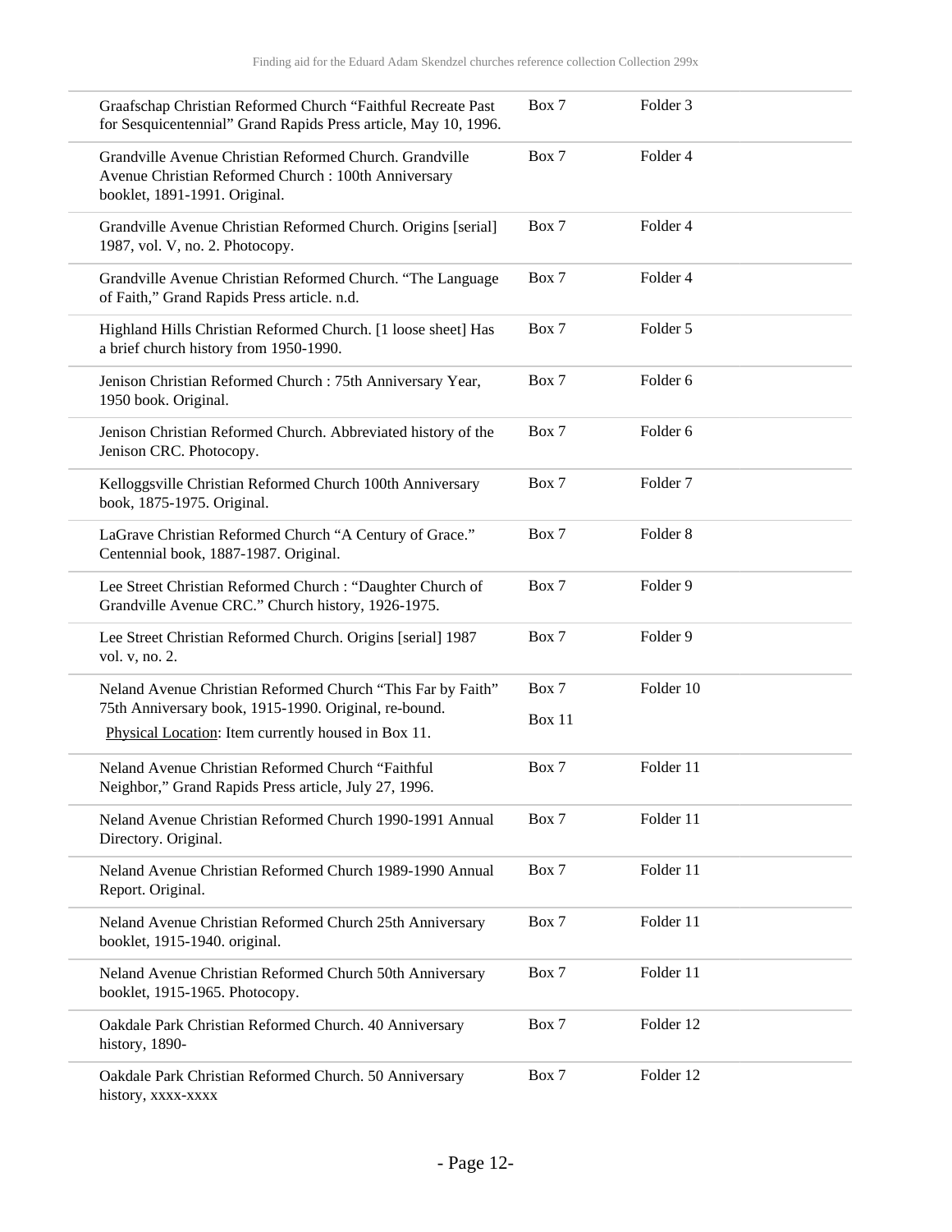| Description | Box | Folder |
| --- | --- | --- |
| Graafschap Christian Reformed Church "Faithful Recreate Past for Sesquicentennial" Grand Rapids Press article, May 10, 1996. | Box 7 | Folder 3 |
| Grandville Avenue Christian Reformed Church. Grandville Avenue Christian Reformed Church : 100th Anniversary booklet, 1891-1991. Original. | Box 7 | Folder 4 |
| Grandville Avenue Christian Reformed Church. Origins [serial] 1987, vol. V, no. 2. Photocopy. | Box 7 | Folder 4 |
| Grandville Avenue Christian Reformed Church. "The Language of Faith," Grand Rapids Press article. n.d. | Box 7 | Folder 4 |
| Highland Hills Christian Reformed Church. [1 loose sheet] Has a brief church history from 1950-1990. | Box 7 | Folder 5 |
| Jenison Christian Reformed Church : 75th Anniversary Year, 1950 book. Original. | Box 7 | Folder 6 |
| Jenison Christian Reformed Church. Abbreviated history of the Jenison CRC. Photocopy. | Box 7 | Folder 6 |
| Kelloggsville Christian Reformed Church 100th Anniversary book, 1875-1975. Original. | Box 7 | Folder 7 |
| LaGrave Christian Reformed Church "A Century of Grace." Centennial book, 1887-1987. Original. | Box 7 | Folder 8 |
| Lee Street Christian Reformed Church : "Daughter Church of Grandville Avenue CRC." Church history, 1926-1975. | Box 7 | Folder 9 |
| Lee Street Christian Reformed Church. Origins [serial] 1987 vol. v, no. 2. | Box 7 | Folder 9 |
| Neland Avenue Christian Reformed Church "This Far by Faith" 75th Anniversary book, 1915-1990. Original, re-bound. Physical Location: Item currently housed in Box 11. | Box 7 Box 11 | Folder 10 |
| Neland Avenue Christian Reformed Church "Faithful Neighbor," Grand Rapids Press article, July 27, 1996. | Box 7 | Folder 11 |
| Neland Avenue Christian Reformed Church 1990-1991 Annual Directory. Original. | Box 7 | Folder 11 |
| Neland Avenue Christian Reformed Church 1989-1990 Annual Report. Original. | Box 7 | Folder 11 |
| Neland Avenue Christian Reformed Church 25th Anniversary booklet, 1915-1940. original. | Box 7 | Folder 11 |
| Neland Avenue Christian Reformed Church 50th Anniversary booklet, 1915-1965. Photocopy. | Box 7 | Folder 11 |
| Oakdale Park Christian Reformed Church. 40 Anniversary history, 1890- | Box 7 | Folder 12 |
| Oakdale Park Christian Reformed Church. 50 Anniversary history, xxxx-xxxx | Box 7 | Folder 12 |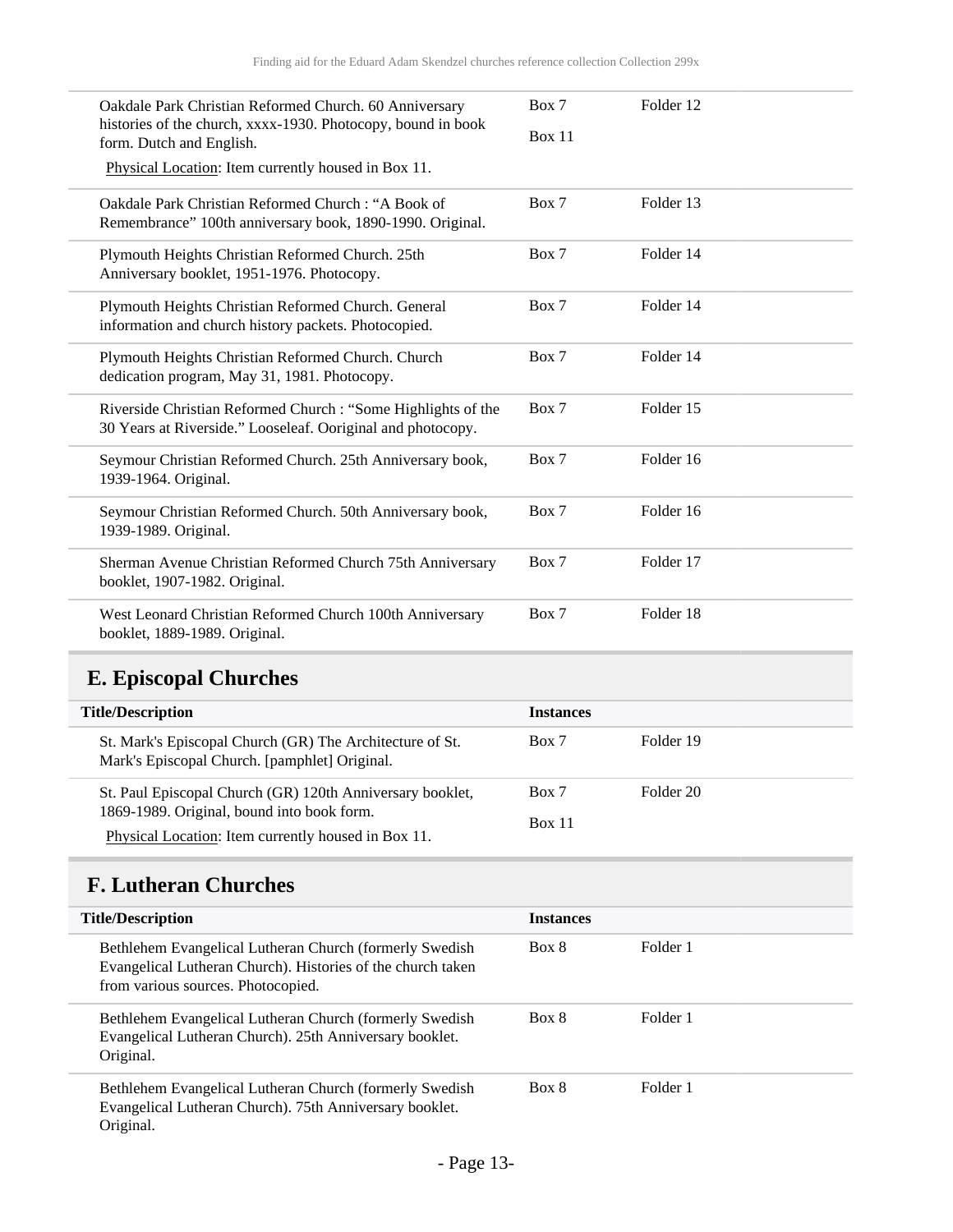| Title/Description | Instances | |
|---|---|---|
| Oakdale Park Christian Reformed Church. 60 Anniversary histories of the church, xxxx-1930. Photocopy, bound in book form. Dutch and English.<br>Physical Location: Item currently housed in Box 11. | Box 7<br>Box 11 | Folder 12 |
| Oakdale Park Christian Reformed Church : “A Book of Remembrance” 100th anniversary book, 1890-1990. Original. | Box 7 | Folder 13 |
| Plymouth Heights Christian Reformed Church. 25th Anniversary booklet, 1951-1976. Photocopy. | Box 7 | Folder 14 |
| Plymouth Heights Christian Reformed Church. General information and church history packets. Photocopied. | Box 7 | Folder 14 |
| Plymouth Heights Christian Reformed Church. Church dedication program, May 31, 1981. Photocopy. | Box 7 | Folder 14 |
| Riverside Christian Reformed Church : “Some Highlights of the 30 Years at Riverside.” Looseleaf. Ooriginal and photocopy. | Box 7 | Folder 15 |
| Seymour Christian Reformed Church. 25th Anniversary book, 1939-1964. Original. | Box 7 | Folder 16 |
| Seymour Christian Reformed Church. 50th Anniversary book, 1939-1989. Original. | Box 7 | Folder 16 |
| Sherman Avenue Christian Reformed Church 75th Anniversary booklet, 1907-1982. Original. | Box 7 | Folder 17 |
| West Leonard Christian Reformed Church 100th Anniversary booklet, 1889-1989. Original. | Box 7 | Folder 18 |

## E. Episcopal Churches

| Title/Description | Instances | |
|---|---|---|
| St. Mark's Episcopal Church (GR) The Architecture of St. Mark's Episcopal Church. [pamphlet] Original. | Box 7 | Folder 19 |
| St. Paul Episcopal Church (GR) 120th Anniversary booklet, 1869-1989. Original, bound into book form.<br>Physical Location: Item currently housed in Box 11. | Box 7<br>Box 11 | Folder 20 |

## F. Lutheran Churches

| Title/Description | Instances | |
|---|---|---|
| Bethlehem Evangelical Lutheran Church (formerly Swedish Evangelical Lutheran Church). Histories of the church taken from various sources. Photocopied. | Box 8 | Folder 1 |
| Bethlehem Evangelical Lutheran Church (formerly Swedish Evangelical Lutheran Church). 25th Anniversary booklet. Original. | Box 8 | Folder 1 |
| Bethlehem Evangelical Lutheran Church (formerly Swedish Evangelical Lutheran Church). 75th Anniversary booklet. Original. | Box 8 | Folder 1 |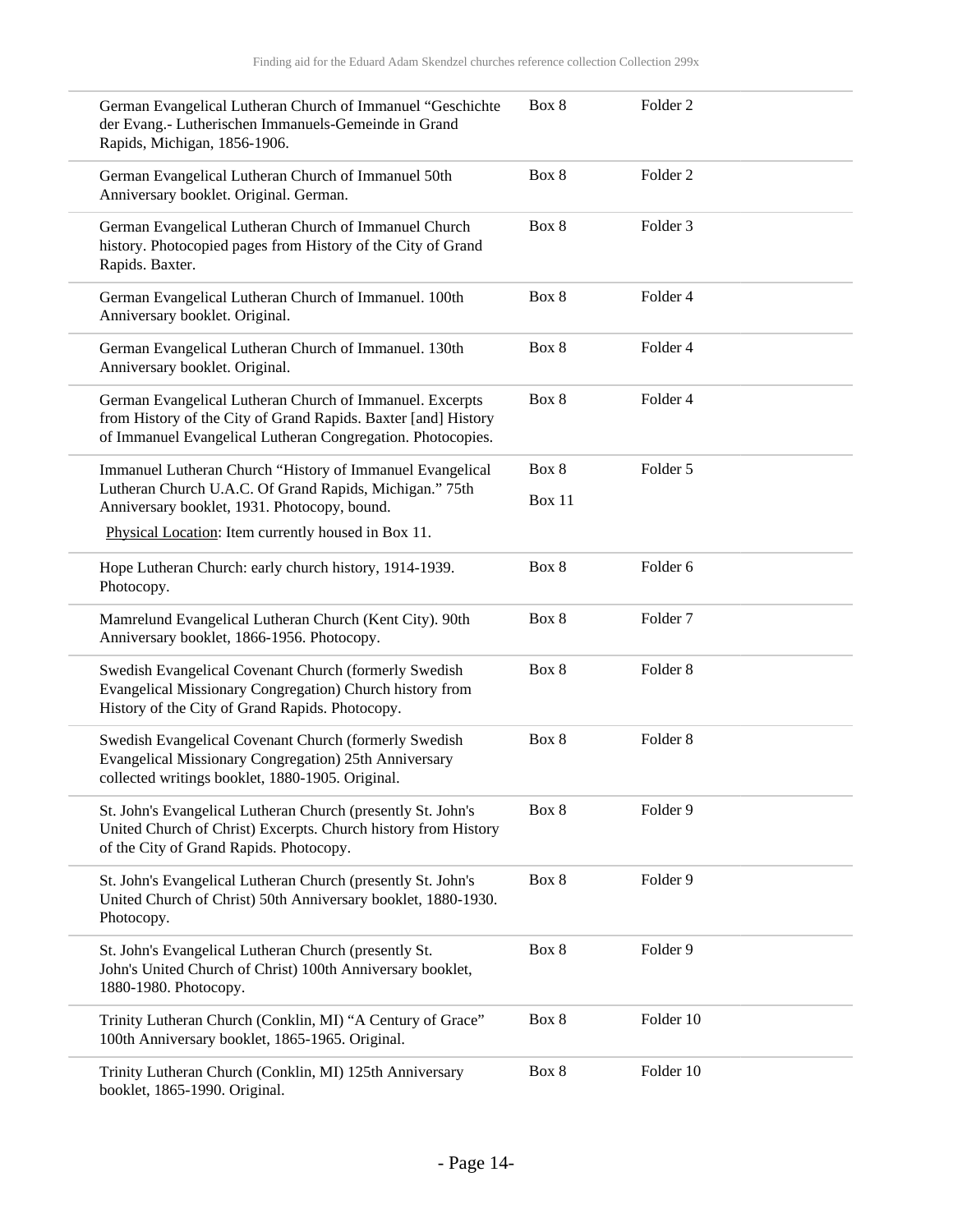| Description | Box | Folder |
| --- | --- | --- |
| German Evangelical Lutheran Church of Immanuel "Geschichte der Evang.- Lutherischen Immanuels-Gemeinde in Grand Rapids, Michigan, 1856-1906. | Box 8 | Folder 2 |
| German Evangelical Lutheran Church of Immanuel 50th Anniversary booklet. Original. German. | Box 8 | Folder 2 |
| German Evangelical Lutheran Church of Immanuel Church history. Photocopied pages from History of the City of Grand Rapids. Baxter. | Box 8 | Folder 3 |
| German Evangelical Lutheran Church of Immanuel. 100th Anniversary booklet. Original. | Box 8 | Folder 4 |
| German Evangelical Lutheran Church of Immanuel. 130th Anniversary booklet. Original. | Box 8 | Folder 4 |
| German Evangelical Lutheran Church of Immanuel. Excerpts from History of the City of Grand Rapids. Baxter [and] History of Immanuel Evangelical Lutheran Congregation. Photocopies. | Box 8 | Folder 4 |
| Immanuel Lutheran Church "History of Immanuel Evangelical Lutheran Church U.A.C. Of Grand Rapids, Michigan." 75th Anniversary booklet, 1931. Photocopy, bound. Physical Location: Item currently housed in Box 11. | Box 8; Box 11 | Folder 5 |
| Hope Lutheran Church: early church history, 1914-1939. Photocopy. | Box 8 | Folder 6 |
| Mamrelund Evangelical Lutheran Church (Kent City). 90th Anniversary booklet, 1866-1956. Photocopy. | Box 8 | Folder 7 |
| Swedish Evangelical Covenant Church (formerly Swedish Evangelical Missionary Congregation) Church history from History of the City of Grand Rapids. Photocopy. | Box 8 | Folder 8 |
| Swedish Evangelical Covenant Church (formerly Swedish Evangelical Missionary Congregation) 25th Anniversary collected writings booklet, 1880-1905. Original. | Box 8 | Folder 8 |
| St. John's Evangelical Lutheran Church (presently St. John's United Church of Christ) Excerpts. Church history from History of the City of Grand Rapids. Photocopy. | Box 8 | Folder 9 |
| St. John's Evangelical Lutheran Church (presently St. John's United Church of Christ) 50th Anniversary booklet, 1880-1930. Photocopy. | Box 8 | Folder 9 |
| St. John's Evangelical Lutheran Church (presently St. John's United Church of Christ) 100th Anniversary booklet, 1880-1980. Photocopy. | Box 8 | Folder 9 |
| Trinity Lutheran Church (Conklin, MI) "A Century of Grace" 100th Anniversary booklet, 1865-1965. Original. | Box 8 | Folder 10 |
| Trinity Lutheran Church (Conklin, MI) 125th Anniversary booklet, 1865-1990. Original. | Box 8 | Folder 10 |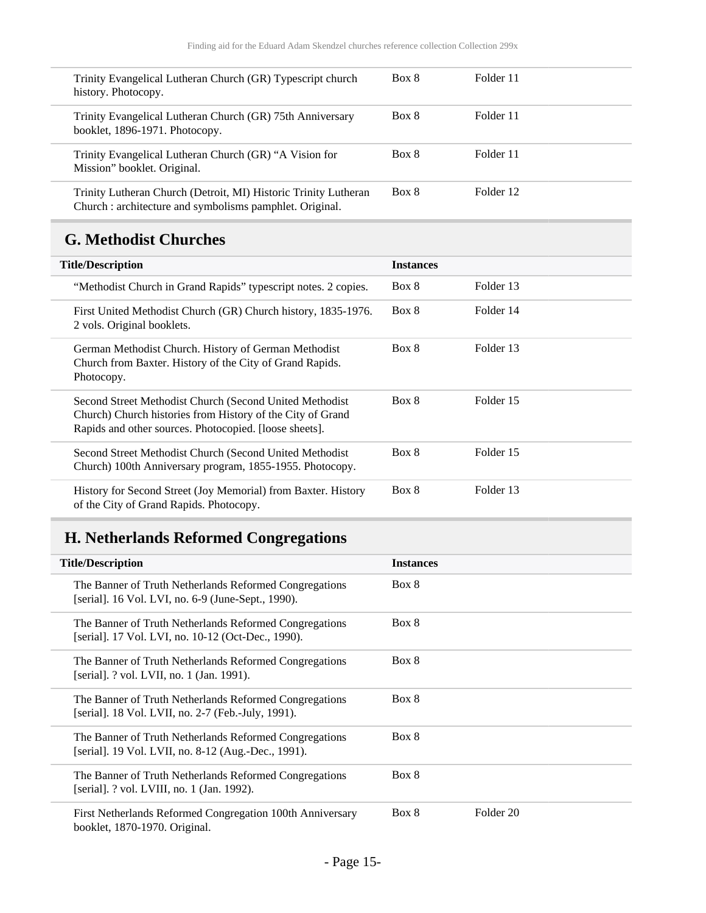| | | |
|---|---|---|
| Trinity Evangelical Lutheran Church (GR) Typescript church history. Photocopy. | Box 8 | Folder 11 |
| Trinity Evangelical Lutheran Church (GR) 75th Anniversary booklet, 1896-1971. Photocopy. | Box 8 | Folder 11 |
| Trinity Evangelical Lutheran Church (GR) “A Vision for Mission” booklet. Original. | Box 8 | Folder 11 |
| Trinity Lutheran Church (Detroit, MI) Historic Trinity Lutheran Church : architecture and symbolisms pamphlet. Original. | Box 8 | Folder 12 |

## G. Methodist Churches

| Title/Description | Instances | |
|---|---|---|
| “Methodist Church in Grand Rapids” typescript notes. 2 copies. | Box 8 | Folder 13 |
| First United Methodist Church (GR) Church history, 1835-1976. 2 vols. Original booklets. | Box 8 | Folder 14 |
| German Methodist Church. History of German Methodist Church from Baxter. History of the City of Grand Rapids. Photocopy. | Box 8 | Folder 13 |
| Second Street Methodist Church (Second United Methodist Church) Church histories from History of the City of Grand Rapids and other sources. Photocopied. [loose sheets]. | Box 8 | Folder 15 |
| Second Street Methodist Church (Second United Methodist Church) 100th Anniversary program, 1855-1955. Photocopy. | Box 8 | Folder 15 |
| History for Second Street (Joy Memorial) from Baxter. History of the City of Grand Rapids. Photocopy. | Box 8 | Folder 13 |

## H. Netherlands Reformed Congregations

| Title/Description | Instances | |
|---|---|---|
| The Banner of Truth Netherlands Reformed Congregations [serial]. 16 Vol. LVI, no. 6-9 (June-Sept., 1990). | Box 8 | |
| The Banner of Truth Netherlands Reformed Congregations [serial]. 17 Vol. LVI, no. 10-12 (Oct-Dec., 1990). | Box 8 | |
| The Banner of Truth Netherlands Reformed Congregations [serial]. ? vol. LVII, no. 1 (Jan. 1991). | Box 8 | |
| The Banner of Truth Netherlands Reformed Congregations [serial]. 18 Vol. LVII, no. 2-7 (Feb.-July, 1991). | Box 8 | |
| The Banner of Truth Netherlands Reformed Congregations [serial]. 19 Vol. LVII, no. 8-12 (Aug.-Dec., 1991). | Box 8 | |
| The Banner of Truth Netherlands Reformed Congregations [serial]. ? vol. LVIII, no. 1 (Jan. 1992). | Box 8 | |
| First Netherlands Reformed Congregation 100th Anniversary booklet, 1870-1970. Original. | Box 8 | Folder 20 |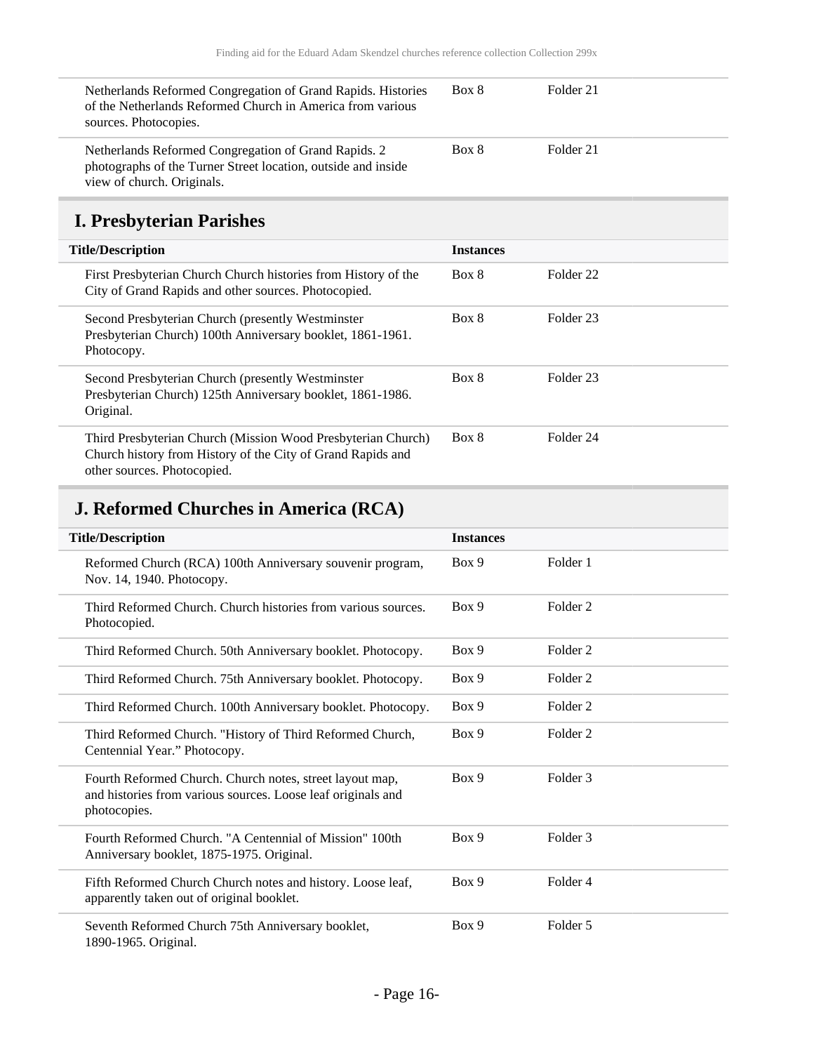| | | |
|---|---|---|
| Netherlands Reformed Congregation of Grand Rapids. Histories of the Netherlands Reformed Church in America from various sources. Photocopies. | Box 8 | Folder 21 |
| Netherlands Reformed Congregation of Grand Rapids. 2 photographs of the Turner Street location, outside and inside view of church. Originals. | Box 8 | Folder 21 |

## I. Presbyterian Parishes

| Title/Description | Instances | |
|---|---|---|
| First Presbyterian Church Church histories from History of the City of Grand Rapids and other sources. Photocopied. | Box 8 | Folder 22 |
| Second Presbyterian Church (presently Westminster Presbyterian Church) 100th Anniversary booklet, 1861-1961. Photocopy. | Box 8 | Folder 23 |
| Second Presbyterian Church (presently Westminster Presbyterian Church) 125th Anniversary booklet, 1861-1986. Original. | Box 8 | Folder 23 |
| Third Presbyterian Church (Mission Wood Presbyterian Church) Church history from History of the City of Grand Rapids and other sources. Photocopied. | Box 8 | Folder 24 |

## J. Reformed Churches in America (RCA)

| Title/Description | Instances | |
|---|---|---|
| Reformed Church (RCA) 100th Anniversary souvenir program, Nov. 14, 1940. Photocopy. | Box 9 | Folder 1 |
| Third Reformed Church. Church histories from various sources. Photocopied. | Box 9 | Folder 2 |
| Third Reformed Church. 50th Anniversary booklet. Photocopy. | Box 9 | Folder 2 |
| Third Reformed Church. 75th Anniversary booklet. Photocopy. | Box 9 | Folder 2 |
| Third Reformed Church. 100th Anniversary booklet. Photocopy. | Box 9 | Folder 2 |
| Third Reformed Church. "History of Third Reformed Church, Centennial Year." Photocopy. | Box 9 | Folder 2 |
| Fourth Reformed Church. Church notes, street layout map, and histories from various sources. Loose leaf originals and photocopies. | Box 9 | Folder 3 |
| Fourth Reformed Church. "A Centennial of Mission" 100th Anniversary booklet, 1875-1975. Original. | Box 9 | Folder 3 |
| Fifth Reformed Church Church notes and history. Loose leaf, apparently taken out of original booklet. | Box 9 | Folder 4 |
| Seventh Reformed Church 75th Anniversary booklet, 1890-1965. Original. | Box 9 | Folder 5 |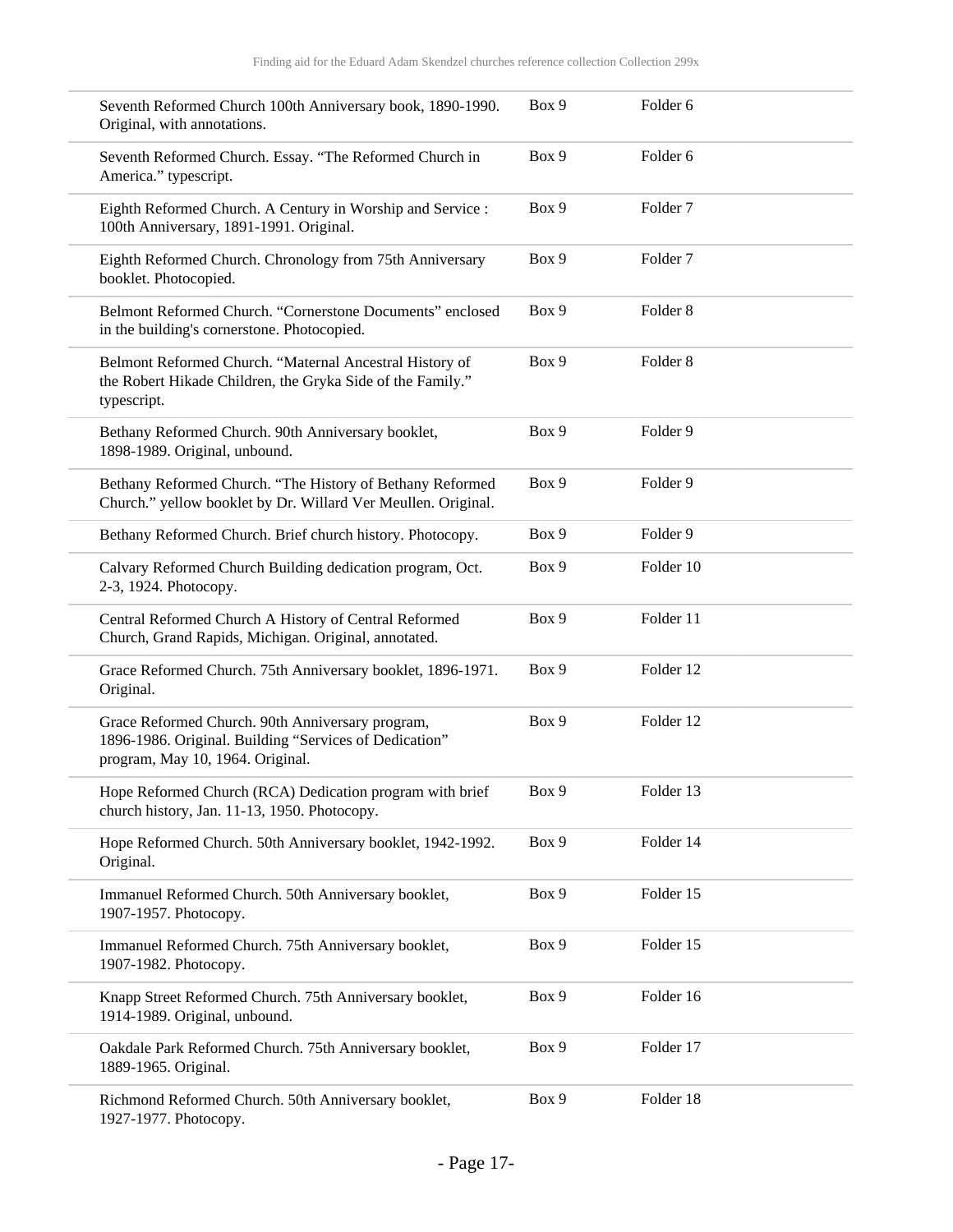| | | |
|---|---|---|
| Seventh Reformed Church 100th Anniversary book, 1890-1990. Original, with annotations. | Box 9 | Folder 6 |
| Seventh Reformed Church. Essay. "The Reformed Church in America." typescript. | Box 9 | Folder 6 |
| Eighth Reformed Church. A Century in Worship and Service : 100th Anniversary, 1891-1991. Original. | Box 9 | Folder 7 |
| Eighth Reformed Church. Chronology from 75th Anniversary booklet. Photocopied. | Box 9 | Folder 7 |
| Belmont Reformed Church. "Cornerstone Documents" enclosed in the building's cornerstone. Photocopied. | Box 9 | Folder 8 |
| Belmont Reformed Church. "Maternal Ancestral History of the Robert Hikade Children, the Gryka Side of the Family." typescript. | Box 9 | Folder 8 |
| Bethany Reformed Church. 90th Anniversary booklet, 1898-1989. Original, unbound. | Box 9 | Folder 9 |
| Bethany Reformed Church. "The History of Bethany Reformed Church." yellow booklet by Dr. Willard Ver Meullen. Original. | Box 9 | Folder 9 |
| Bethany Reformed Church. Brief church history. Photocopy. | Box 9 | Folder 9 |
| Calvary Reformed Church Building dedication program, Oct. 2-3, 1924. Photocopy. | Box 9 | Folder 10 |
| Central Reformed Church A History of Central Reformed Church, Grand Rapids, Michigan. Original, annotated. | Box 9 | Folder 11 |
| Grace Reformed Church. 75th Anniversary booklet, 1896-1971. Original. | Box 9 | Folder 12 |
| Grace Reformed Church. 90th Anniversary program, 1896-1986. Original. Building "Services of Dedication" program, May 10, 1964. Original. | Box 9 | Folder 12 |
| Hope Reformed Church (RCA) Dedication program with brief church history, Jan. 11-13, 1950. Photocopy. | Box 9 | Folder 13 |
| Hope Reformed Church. 50th Anniversary booklet, 1942-1992. Original. | Box 9 | Folder 14 |
| Immanuel Reformed Church. 50th Anniversary booklet, 1907-1957. Photocopy. | Box 9 | Folder 15 |
| Immanuel Reformed Church. 75th Anniversary booklet, 1907-1982. Photocopy. | Box 9 | Folder 15 |
| Knapp Street Reformed Church. 75th Anniversary booklet, 1914-1989. Original, unbound. | Box 9 | Folder 16 |
| Oakdale Park Reformed Church. 75th Anniversary booklet, 1889-1965. Original. | Box 9 | Folder 17 |
| Richmond Reformed Church. 50th Anniversary booklet, 1927-1977. Photocopy. | Box 9 | Folder 18 |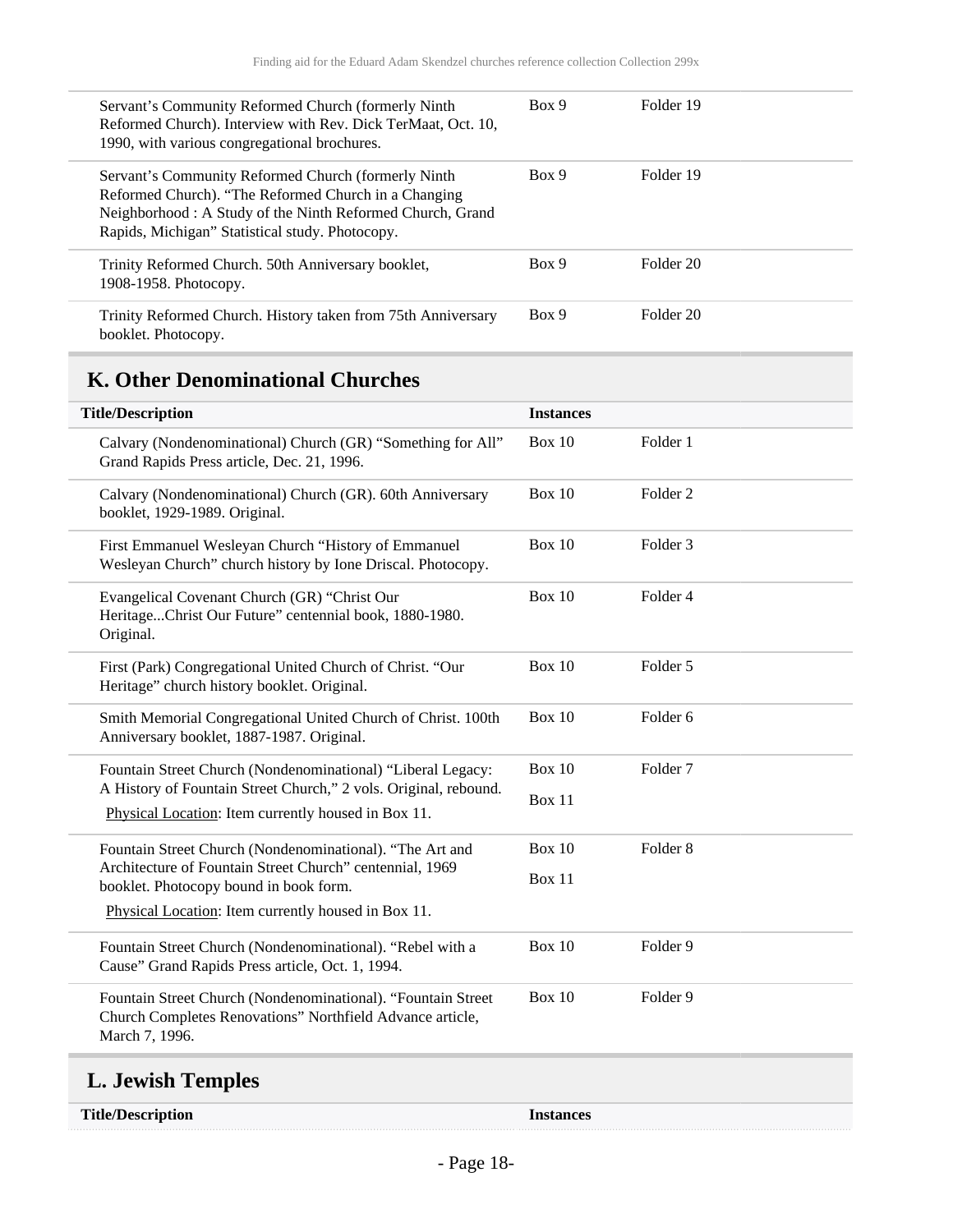| | | |
|---|---|---|
| Servant's Community Reformed Church (formerly Ninth Reformed Church). Interview with Rev. Dick TerMaat, Oct. 10, 1990, with various congregational brochures. | Box 9 | Folder 19 |
| Servant's Community Reformed Church (formerly Ninth Reformed Church). "The Reformed Church in a Changing Neighborhood : A Study of the Ninth Reformed Church, Grand Rapids, Michigan" Statistical study. Photocopy. | Box 9 | Folder 19 |
| Trinity Reformed Church. 50th Anniversary booklet, 1908-1958. Photocopy. | Box 9 | Folder 20 |
| Trinity Reformed Church. History taken from 75th Anniversary booklet. Photocopy. | Box 9 | Folder 20 |

## K. Other Denominational Churches

| Title/Description | Instances | |
|---|---|---|
| Calvary (Nondenominational) Church (GR) "Something for All" Grand Rapids Press article, Dec. 21, 1996. | Box 10 | Folder 1 |
| Calvary (Nondenominational) Church (GR). 60th Anniversary booklet, 1929-1989. Original. | Box 10 | Folder 2 |
| First Emmanuel Wesleyan Church "History of Emmanuel Wesleyan Church" church history by Ione Driscal. Photocopy. | Box 10 | Folder 3 |
| Evangelical Covenant Church (GR) "Christ Our Heritage...Christ Our Future" centennial book, 1880-1980. Original. | Box 10 | Folder 4 |
| First (Park) Congregational United Church of Christ. "Our Heritage" church history booklet. Original. | Box 10 | Folder 5 |
| Smith Memorial Congregational United Church of Christ. 100th Anniversary booklet, 1887-1987. Original. | Box 10 | Folder 6 |
| Fountain Street Church (Nondenominational) "Liberal Legacy: A History of Fountain Street Church," 2 vols. Original, rebound. Physical Location: Item currently housed in Box 11. | Box 10 Box 11 | Folder 7 |
| Fountain Street Church (Nondenominational). "The Art and Architecture of Fountain Street Church" centennial, 1969 booklet. Photocopy bound in book form. Physical Location: Item currently housed in Box 11. | Box 10 Box 11 | Folder 8 |
| Fountain Street Church (Nondenominational). "Rebel with a Cause" Grand Rapids Press article, Oct. 1, 1994. | Box 10 | Folder 9 |
| Fountain Street Church (Nondenominational). "Fountain Street Church Completes Renovations" Northfield Advance article, March 7, 1996. | Box 10 | Folder 9 |

## L. Jewish Temples

| Title/Description | Instances |
|---|---|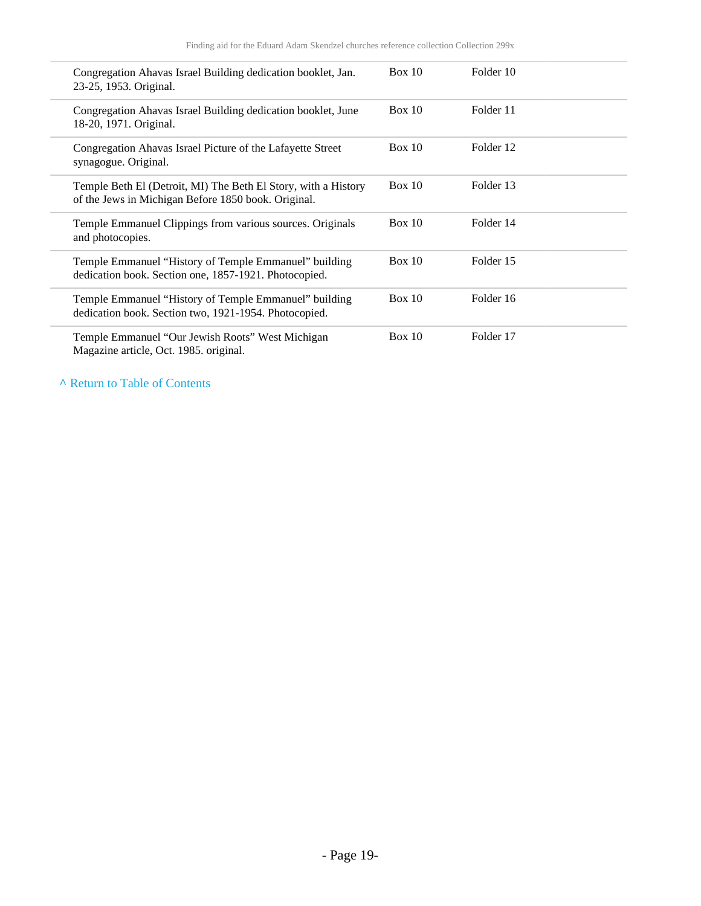| | | |
|---|---|---|
| Congregation Ahavas Israel Building dedication booklet, Jan. 23-25, 1953. Original. | Box 10 | Folder 10 |
| Congregation Ahavas Israel Building dedication booklet, June 18-20, 1971. Original. | Box 10 | Folder 11 |
| Congregation Ahavas Israel Picture of the Lafayette Street synagogue. Original. | Box 10 | Folder 12 |
| Temple Beth El (Detroit, MI) The Beth El Story, with a History of the Jews in Michigan Before 1850 book. Original. | Box 10 | Folder 13 |
| Temple Emmanuel Clippings from various sources. Originals and photocopies. | Box 10 | Folder 14 |
| Temple Emmanuel "History of Temple Emmanuel" building dedication book. Section one, 1857-1921. Photocopied. | Box 10 | Folder 15 |
| Temple Emmanuel "History of Temple Emmanuel" building dedication book. Section two, 1921-1954. Photocopied. | Box 10 | Folder 16 |
| Temple Emmanuel "Our Jewish Roots" West Michigan Magazine article, Oct. 1985. original. | Box 10 | Folder 17 |

^ Return to Table of Contents